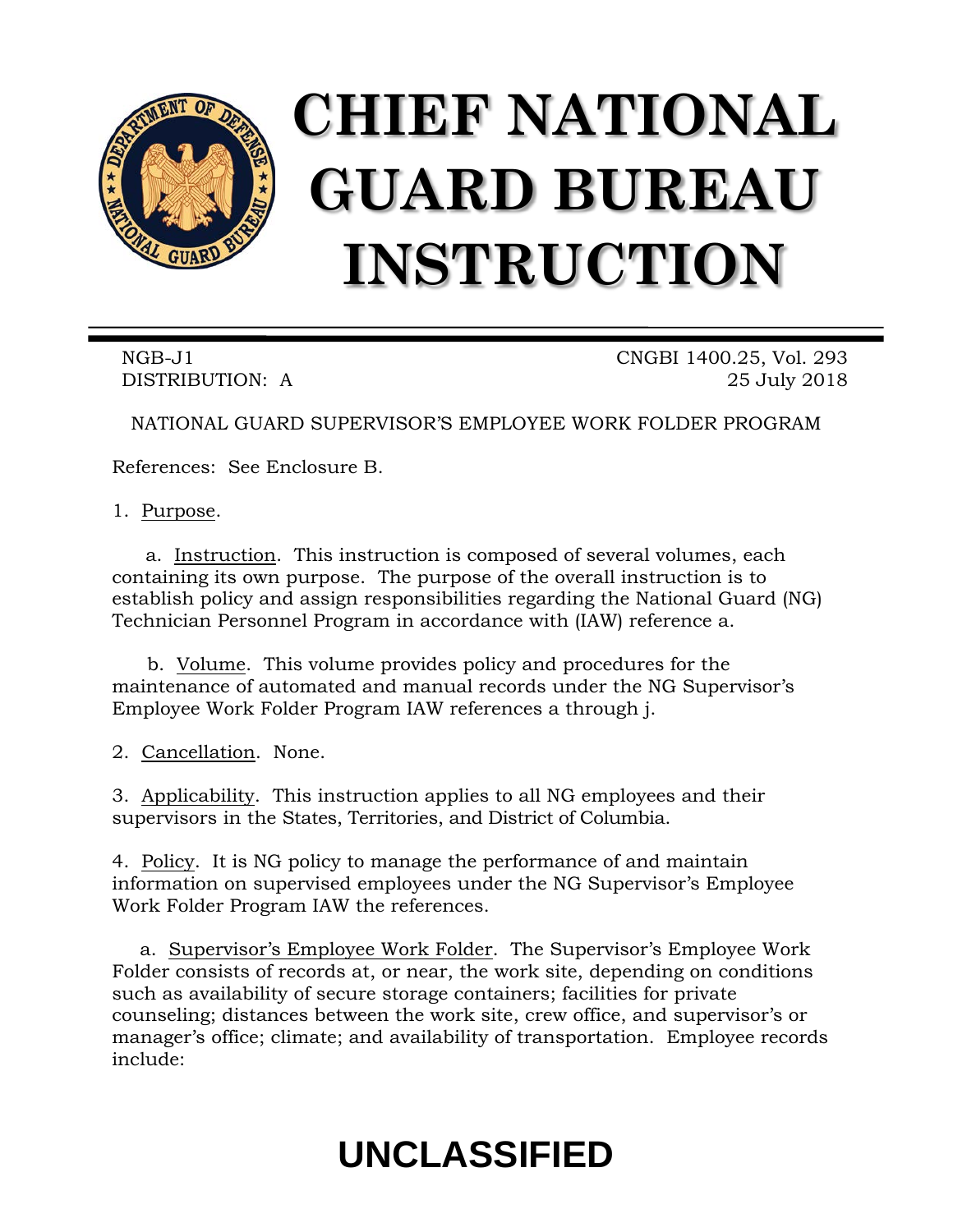# CHIEF NATIONAL GUARD BUREAU INSTRUCTION

NGB-J1 CNGBI 1400.25, Vol. 293
DISTRIBUTION: A 25 July 2018

NATIONAL GUARD SUPERVISOR'S EMPLOYEE WORK FOLDER PROGRAM

References: See Enclosure B.

1. Purpose.

a. Instruction. This instruction is composed of several volumes, each containing its own purpose. The purpose of the overall instruction is to establish policy and assign responsibilities regarding the National Guard (NG) Technician Personnel Program in accordance with (IAW) reference a.

b. Volume. This volume provides policy and procedures for the maintenance of automated and manual records under the NG Supervisor's Employee Work Folder Program IAW references a through j.

2. Cancellation. None.

3. Applicability. This instruction applies to all NG employees and their supervisors in the States, Territories, and District of Columbia.

4. Policy. It is NG policy to manage the performance of and maintain information on supervised employees under the NG Supervisor's Employee Work Folder Program IAW the references.

a. Supervisor's Employee Work Folder. The Supervisor's Employee Work Folder consists of records at, or near, the work site, depending on conditions such as availability of secure storage containers; facilities for private counseling; distances between the work site, crew office, and supervisor's or manager's office; climate; and availability of transportation. Employee records include:

UNCLASSIFIED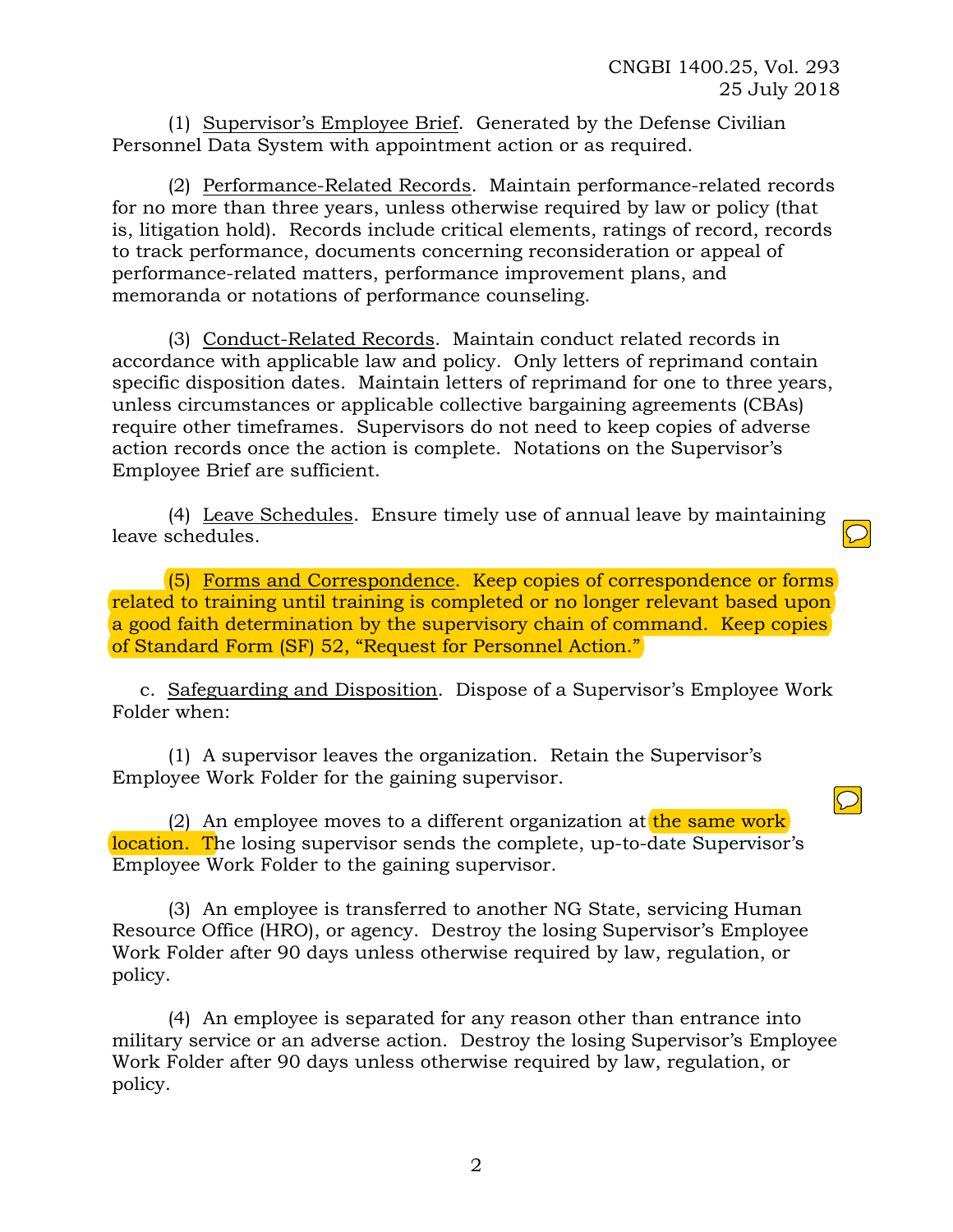(1) Supervisor's Employee Brief. Generated by the Defense Civilian Personnel Data System with appointment action or as required.

(2) Performance-Related Records. Maintain performance-related records for no more than three years, unless otherwise required by law or policy (that is, litigation hold). Records include critical elements, ratings of record, records to track performance, documents concerning reconsideration or appeal of performance-related matters, performance improvement plans, and memoranda or notations of performance counseling.

(3) Conduct-Related Records. Maintain conduct related records in accordance with applicable law and policy. Only letters of reprimand contain specific disposition dates. Maintain letters of reprimand for one to three years, unless circumstances or applicable collective bargaining agreements (CBAs) require other timeframes. Supervisors do not need to keep copies of adverse action records once the action is complete. Notations on the Supervisor's Employee Brief are sufficient.

(4) Leave Schedules. Ensure timely use of annual leave by maintaining leave schedules.

(5) Forms and Correspondence. Keep copies of correspondence or forms related to training until training is completed or no longer relevant based upon a good faith determination by the supervisory chain of command. Keep copies of Standard Form (SF) 52, "Request for Personnel Action."

c. Safeguarding and Disposition. Dispose of a Supervisor's Employee Work Folder when:

(1) A supervisor leaves the organization. Retain the Supervisor's Employee Work Folder for the gaining supervisor.

(2) An employee moves to a different organization at the same work location. The losing supervisor sends the complete, up-to-date Supervisor's Employee Work Folder to the gaining supervisor.

(3) An employee is transferred to another NG State, servicing Human Resource Office (HRO), or agency. Destroy the losing Supervisor's Employee Work Folder after 90 days unless otherwise required by law, regulation, or policy.

(4) An employee is separated for any reason other than entrance into military service or an adverse action. Destroy the losing Supervisor's Employee Work Folder after 90 days unless otherwise required by law, regulation, or policy.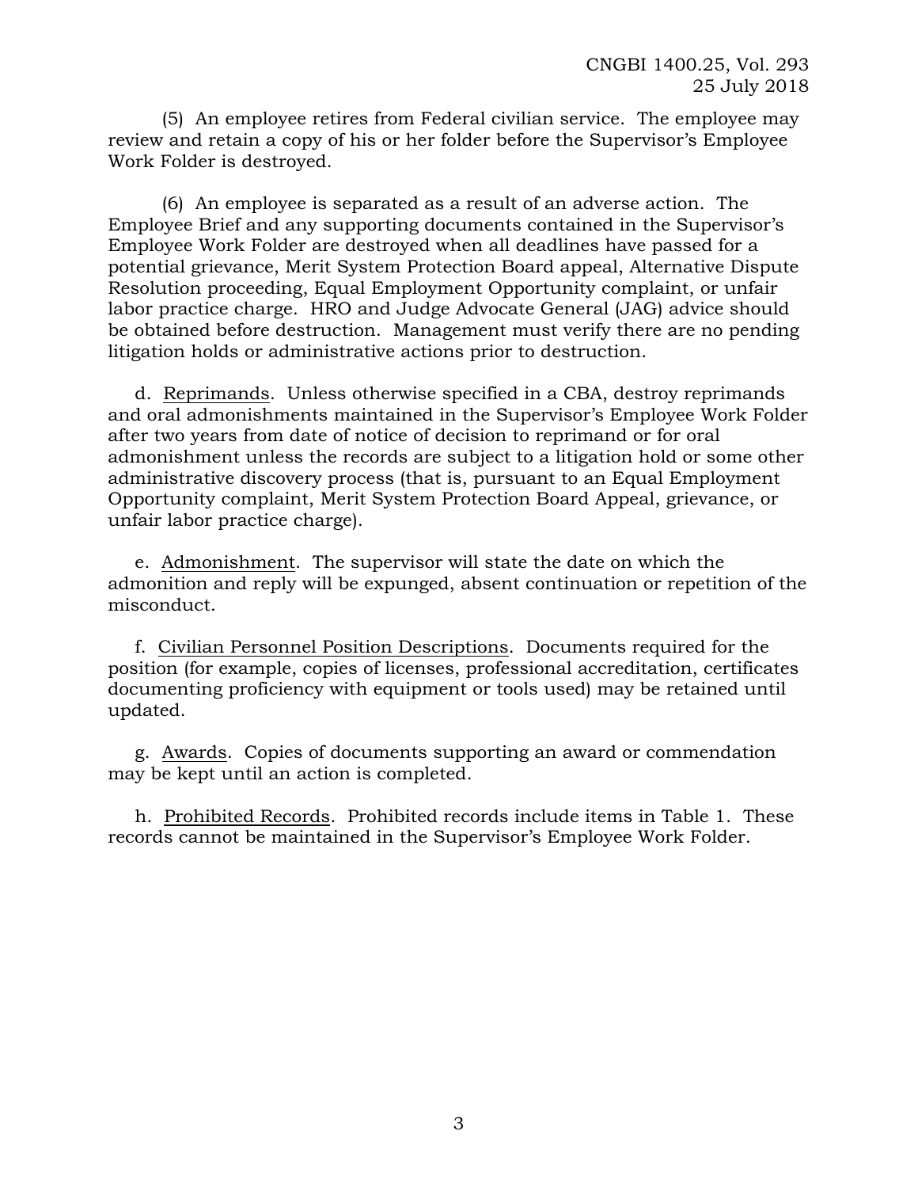(5) An employee retires from Federal civilian service. The employee may review and retain a copy of his or her folder before the Supervisor's Employee Work Folder is destroyed.

(6) An employee is separated as a result of an adverse action. The Employee Brief and any supporting documents contained in the Supervisor's Employee Work Folder are destroyed when all deadlines have passed for a potential grievance, Merit System Protection Board appeal, Alternative Dispute Resolution proceeding, Equal Employment Opportunity complaint, or unfair labor practice charge. HRO and Judge Advocate General (JAG) advice should be obtained before destruction. Management must verify there are no pending litigation holds or administrative actions prior to destruction.

d. Reprimands. Unless otherwise specified in a CBA, destroy reprimands and oral admonishments maintained in the Supervisor's Employee Work Folder after two years from date of notice of decision to reprimand or for oral admonishment unless the records are subject to a litigation hold or some other administrative discovery process (that is, pursuant to an Equal Employment Opportunity complaint, Merit System Protection Board Appeal, grievance, or unfair labor practice charge).

e. Admonishment. The supervisor will state the date on which the admonition and reply will be expunged, absent continuation or repetition of the misconduct.

f. Civilian Personnel Position Descriptions. Documents required for the position (for example, copies of licenses, professional accreditation, certificates documenting proficiency with equipment or tools used) may be retained until updated.

g. Awards. Copies of documents supporting an award or commendation may be kept until an action is completed.

h. Prohibited Records. Prohibited records include items in Table 1. These records cannot be maintained in the Supervisor's Employee Work Folder.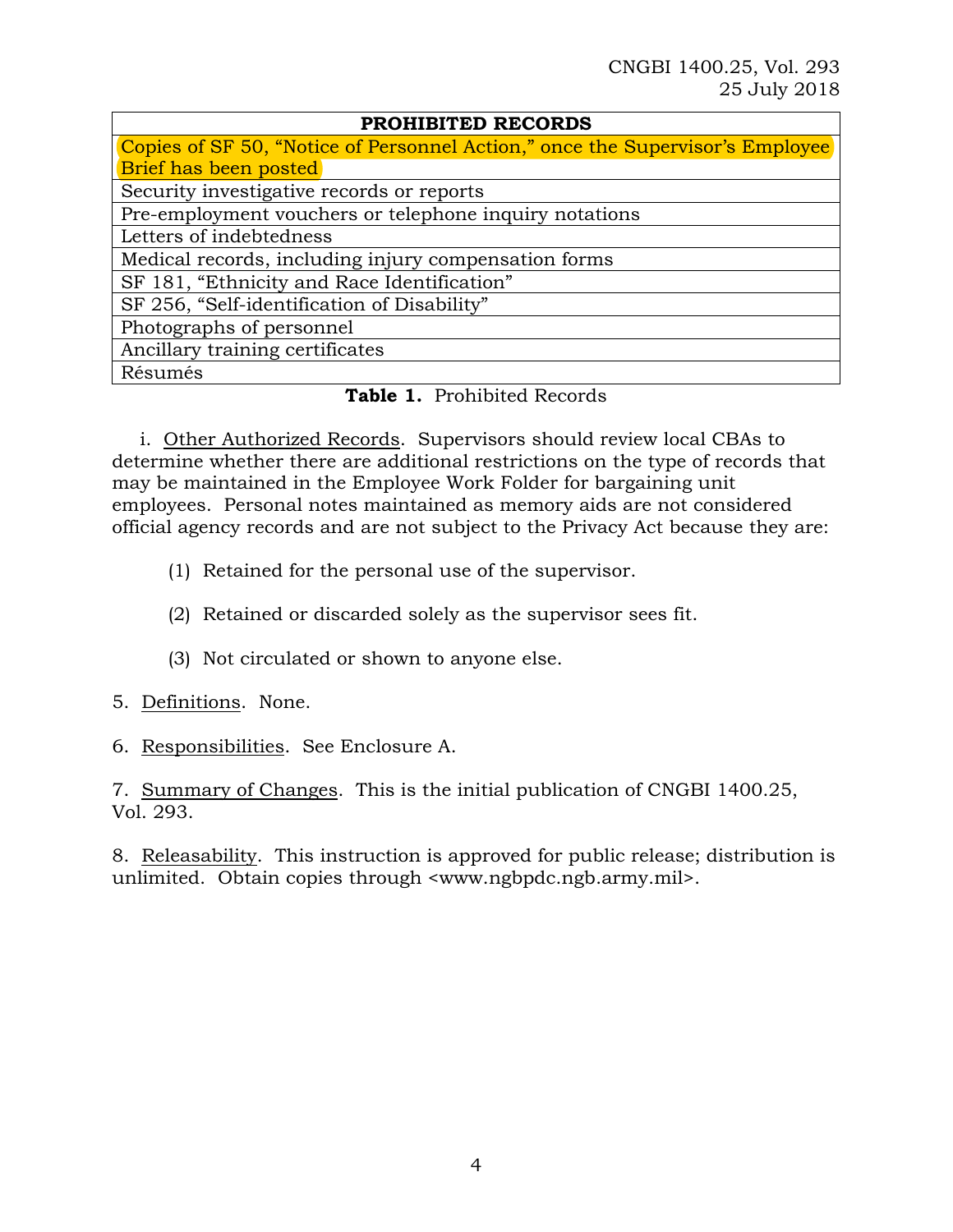| PROHIBITED RECORDS |
| --- |
| Copies of SF 50, "Notice of Personnel Action," once the Supervisor's Employee Brief has been posted |
| Security investigative records or reports |
| Pre-employment vouchers or telephone inquiry notations |
| Letters of indebtedness |
| Medical records, including injury compensation forms |
| SF 181, "Ethnicity and Race Identification" |
| SF 256, "Self-identification of Disability" |
| Photographs of personnel |
| Ancillary training certificates |
| Résumés |

**Table 1.** Prohibited Records

i. Other Authorized Records. Supervisors should review local CBAs to determine whether there are additional restrictions on the type of records that may be maintained in the Employee Work Folder for bargaining unit employees. Personal notes maintained as memory aids are not considered official agency records and are not subject to the Privacy Act because they are:

(1) Retained for the personal use of the supervisor.

(2) Retained or discarded solely as the supervisor sees fit.

(3) Not circulated or shown to anyone else.

5. Definitions. None.

6. Responsibilities. See Enclosure A.

7. Summary of Changes. This is the initial publication of CNGBI 1400.25, Vol. 293.

8. Releasability. This instruction is approved for public release; distribution is unlimited. Obtain copies through <www.ngbpdc.ngb.army.mil>.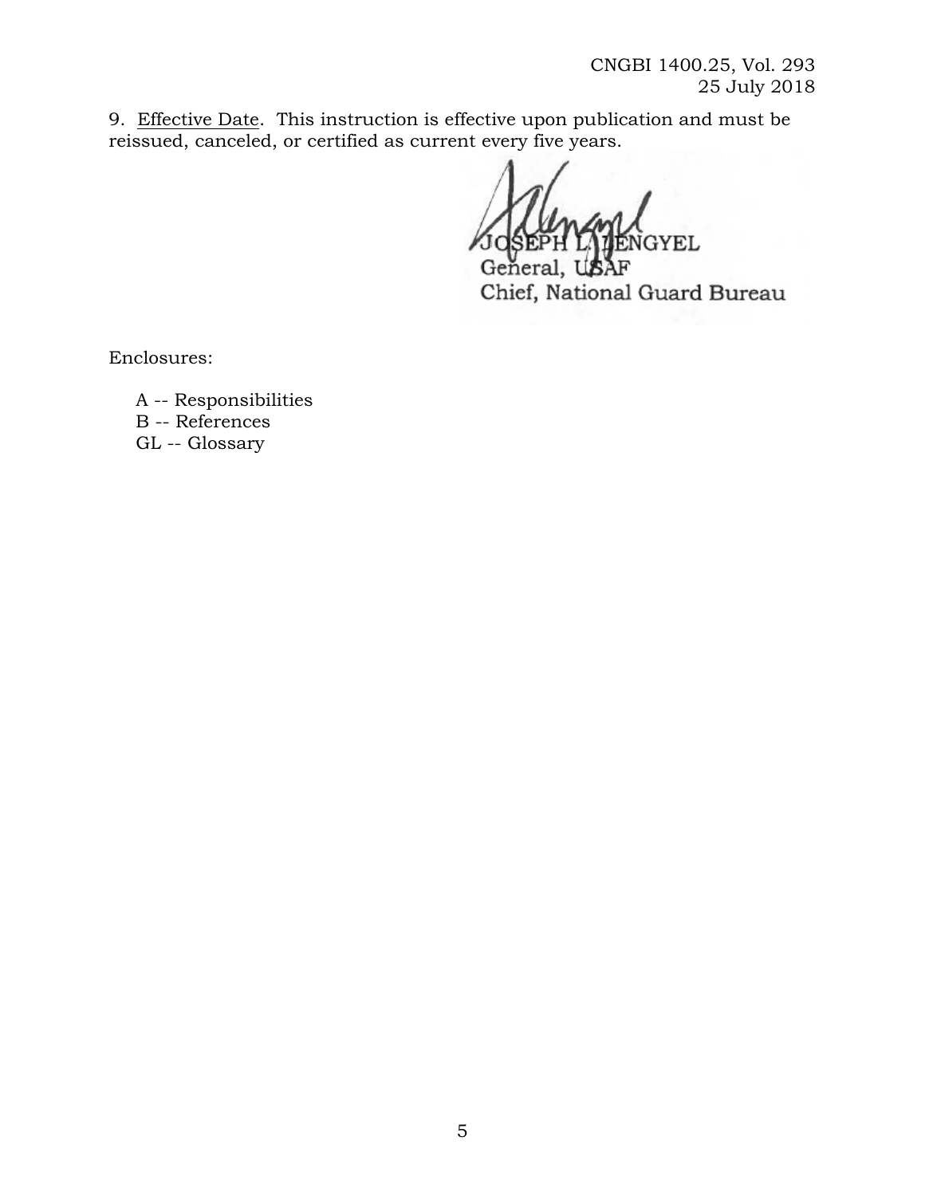9. Effective Date. This instruction is effective upon publication and must be reissued, canceled, or certified as current every five years.

JOSEPH L. LENGYEL
General, USAF
Chief, National Guard Bureau

Enclosures:

A -- Responsibilities
B -- References
GL -- Glossary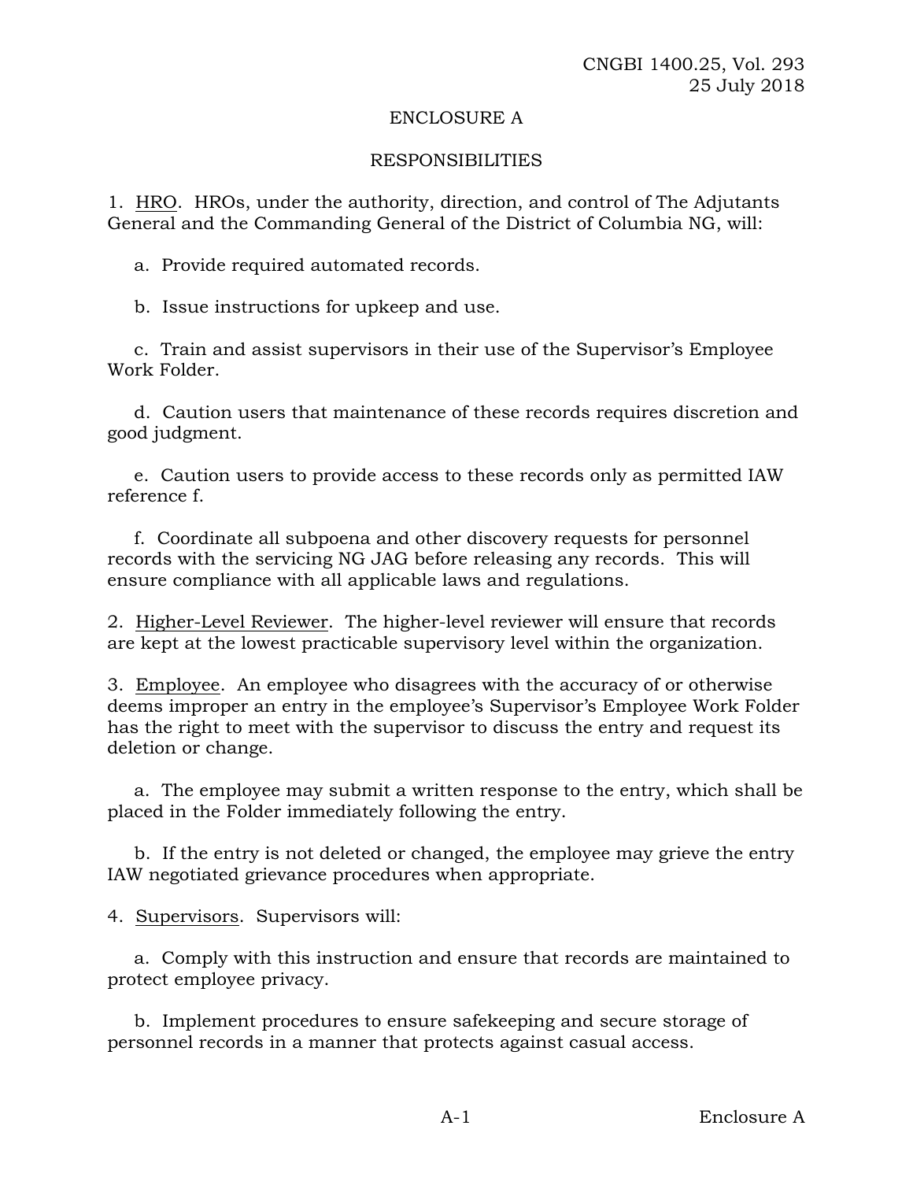## ENCLOSURE A

## RESPONSIBILITIES

1. <u>HRO</u>. HROs, under the authority, direction, and control of The Adjutants General and the Commanding General of the District of Columbia NG, will:

   a. Provide required automated records.

   b. Issue instructions for upkeep and use.

   c. Train and assist supervisors in their use of the Supervisor's Employee Work Folder.

   d. Caution users that maintenance of these records requires discretion and good judgment.

   e. Caution users to provide access to these records only as permitted IAW reference f.

   f. Coordinate all subpoena and other discovery requests for personnel records with the servicing NG JAG before releasing any records. This will ensure compliance with all applicable laws and regulations.

2. <u>Higher-Level Reviewer</u>. The higher-level reviewer will ensure that records are kept at the lowest practicable supervisory level within the organization.

3. <u>Employee</u>. An employee who disagrees with the accuracy of or otherwise deems improper an entry in the employee's Supervisor's Employee Work Folder has the right to meet with the supervisor to discuss the entry and request its deletion or change.

   a. The employee may submit a written response to the entry, which shall be placed in the Folder immediately following the entry.

   b. If the entry is not deleted or changed, the employee may grieve the entry IAW negotiated grievance procedures when appropriate.

4. <u>Supervisors</u>. Supervisors will:

   a. Comply with this instruction and ensure that records are maintained to protect employee privacy.

   b. Implement procedures to ensure safekeeping and secure storage of personnel records in a manner that protects against casual access.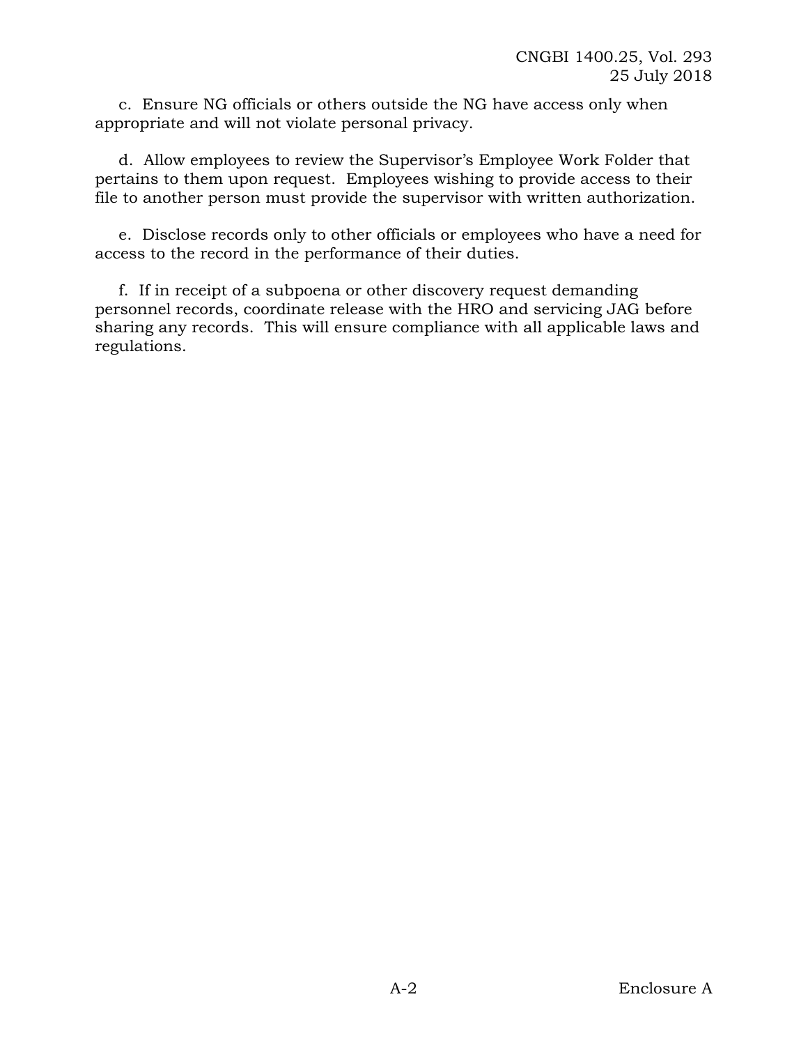c. Ensure NG officials or others outside the NG have access only when appropriate and will not violate personal privacy.

d. Allow employees to review the Supervisor's Employee Work Folder that pertains to them upon request. Employees wishing to provide access to their file to another person must provide the supervisor with written authorization.

e. Disclose records only to other officials or employees who have a need for access to the record in the performance of their duties.

f. If in receipt of a subpoena or other discovery request demanding personnel records, coordinate release with the HRO and servicing JAG before sharing any records. This will ensure compliance with all applicable laws and regulations.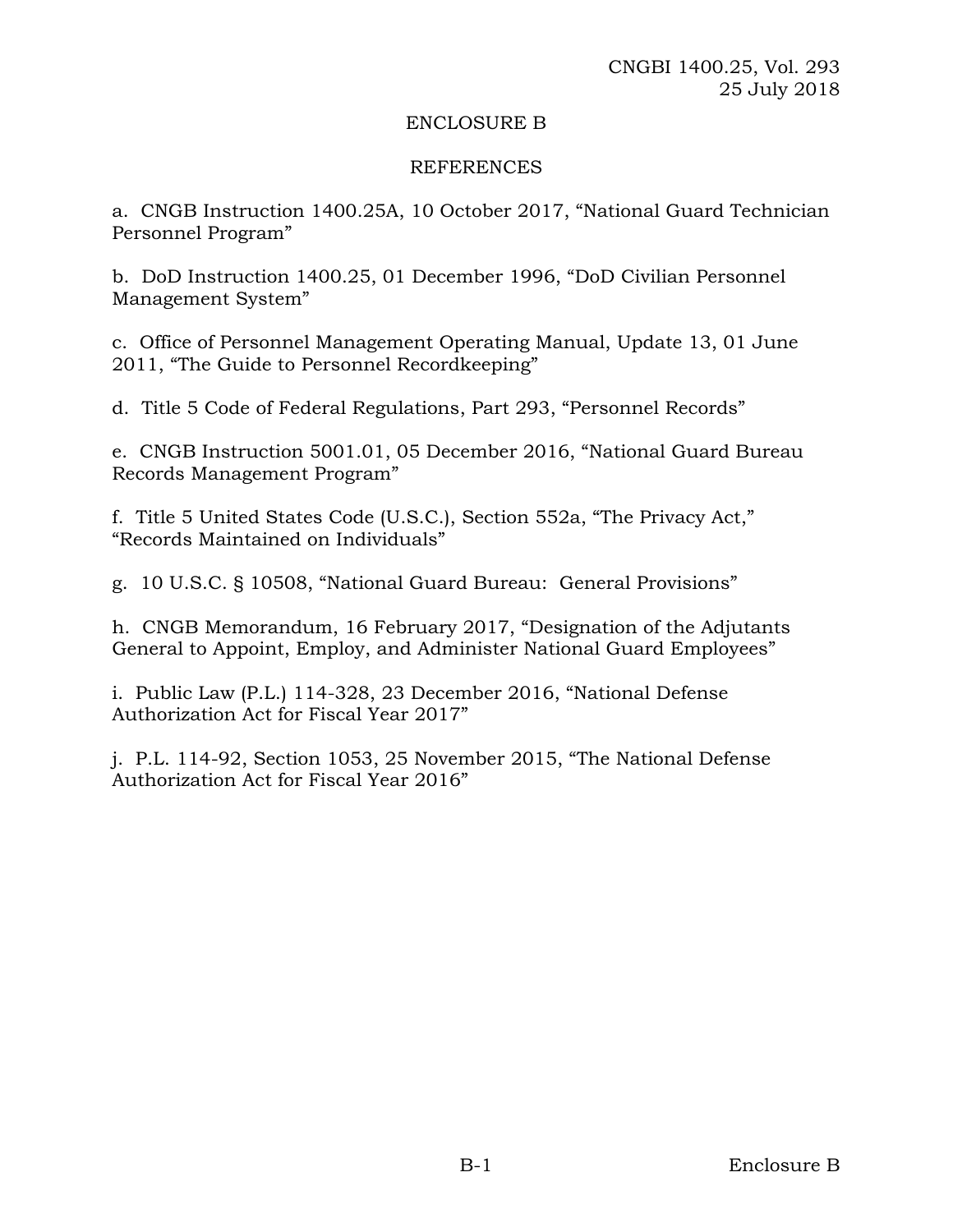## ENCLOSURE B

## REFERENCES

a. CNGB Instruction 1400.25A, 10 October 2017, "National Guard Technician Personnel Program"

b. DoD Instruction 1400.25, 01 December 1996, "DoD Civilian Personnel Management System"

c. Office of Personnel Management Operating Manual, Update 13, 01 June 2011, "The Guide to Personnel Recordkeeping"

d. Title 5 Code of Federal Regulations, Part 293, "Personnel Records"

e. CNGB Instruction 5001.01, 05 December 2016, "National Guard Bureau Records Management Program"

f. Title 5 United States Code (U.S.C.), Section 552a, "The Privacy Act," "Records Maintained on Individuals"

g. 10 U.S.C. § 10508, "National Guard Bureau: General Provisions"

h. CNGB Memorandum, 16 February 2017, "Designation of the Adjutants General to Appoint, Employ, and Administer National Guard Employees"

i. Public Law (P.L.) 114-328, 23 December 2016, "National Defense Authorization Act for Fiscal Year 2017"

j. P.L. 114-92, Section 1053, 25 November 2015, "The National Defense Authorization Act for Fiscal Year 2016"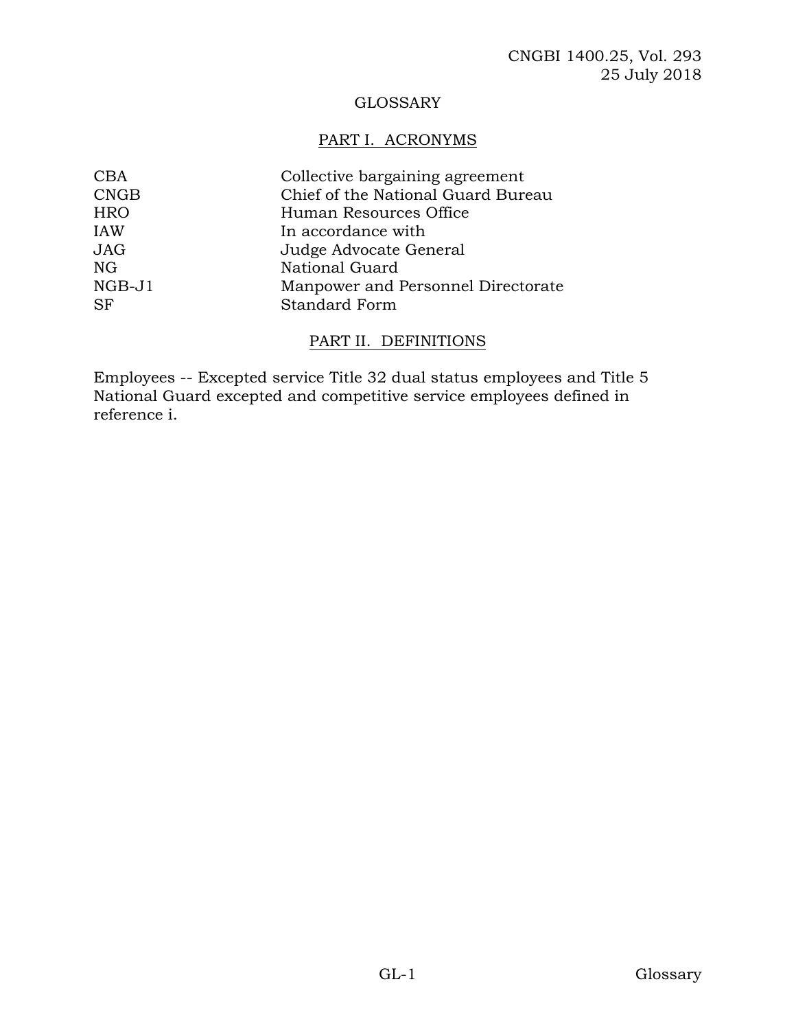# GLOSSARY

## PART I. ACRONYMS

| | |
|---|---|
| CBA | Collective bargaining agreement |
| CNGB | Chief of the National Guard Bureau |
| HRO | Human Resources Office |
| IAW | In accordance with |
| JAG | Judge Advocate General |
| NG | National Guard |
| NGB-J1 | Manpower and Personnel Directorate |
| SF | Standard Form |

## PART II. DEFINITIONS

Employees -- Excepted service Title 32 dual status employees and Title 5 National Guard excepted and competitive service employees defined in reference i.